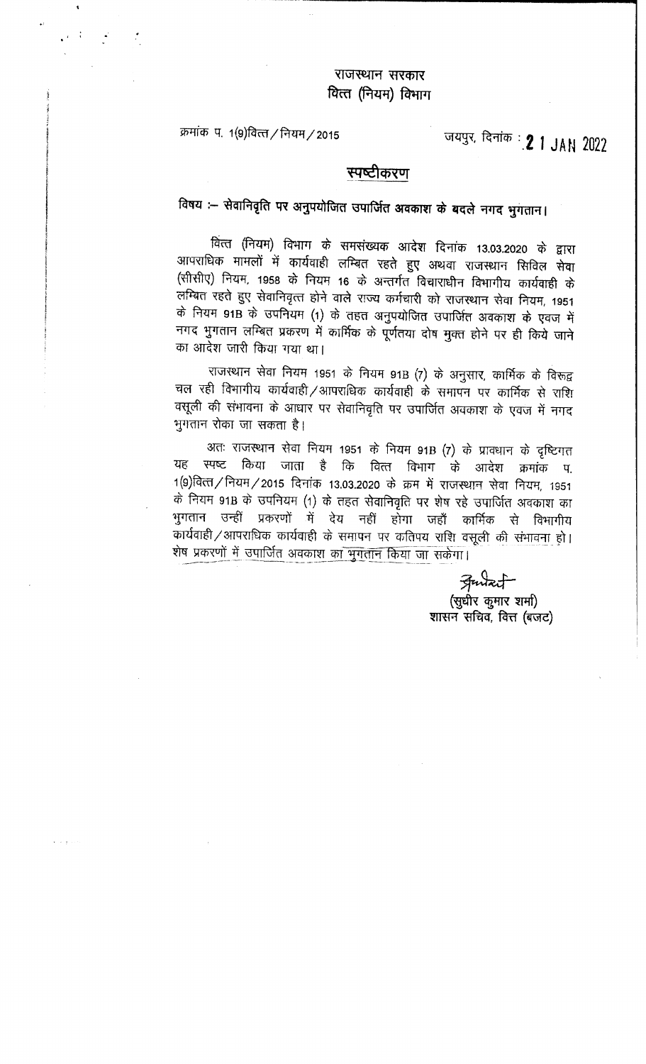राजस्थान सरकार
वित्त (नियम) विभाग

क्रमांक प. 1(9)वित्त/नियम/2015 जयपुर, दिनांक : 21 JAN 2022

## स्पष्टीकरण

**विषय :– सेवानिवृति पर अनुपयोजित उपार्जित अवकाश के बदले नगद भुगतान।**

वित्त (नियम) विभाग के समसंख्यक आदेश दिनांक 13.03.2020 के द्वारा आपराधिक मामलों में कार्यवाही लम्बित रहते हुए अथवा राजस्थान सिविल सेवा (सीसीए) नियम, 1958 के नियम 16 के अन्तर्गत विचाराधीन विभागीय कार्यवाही के लम्बित रहते हुए सेवानिवृत्त होने वाले राज्य कर्मचारी को राजस्थान सेवा नियम, 1951 के नियम 91B के उपनियम (1) के तहत अनुपयोजित उपार्जित अवकाश के एवज में नगद भुगतान लम्बित प्रकरण में कार्मिक के पूर्णतया दोष मुक्त होने पर ही किये जाने का आदेश जारी किया गया था।

राजस्थान सेवा नियम 1951 के नियम 91B (7) के अनुसार, कार्मिक के विरूद्व चल रही विभागीय कार्यवाही/आपराधिक कार्यवाही के समापन पर कार्मिक से राशि वसूली की संभावना के आधार पर सेवानिवृति पर उपार्जित अवकाश के एवज में नगद भुगतान रोका जा सकता है।

अतः राजस्थान सेवा नियम 1951 के नियम 91B (7) के प्रावधान के दृष्टिगत यह स्पष्ट किया जाता है कि वित्त विभाग के आदेश क्रमांक प. 1(9)वित्त/नियम/2015 दिनांक 13.03.2020 के क्रम में राजस्थान सेवा नियम, 1951 के नियम 91B के उपनियम (1) के तहत सेवानिवृति पर शेष रहे उपार्जित अवकाश का भुगतान उन्हीं प्रकरणों में देय नहीं होगा जहाँ कार्मिक से विभागीय कार्यवाही/आपराधिक कार्यवाही के समापन पर कतिपय राशि वसूली की संभावना हो। शेष प्रकरणों में उपार्जित अवकाश का भुगतान किया जा सकेगा।

(सुधीर कुमार शर्मा)
शासन सचिव, वित्त (बजट)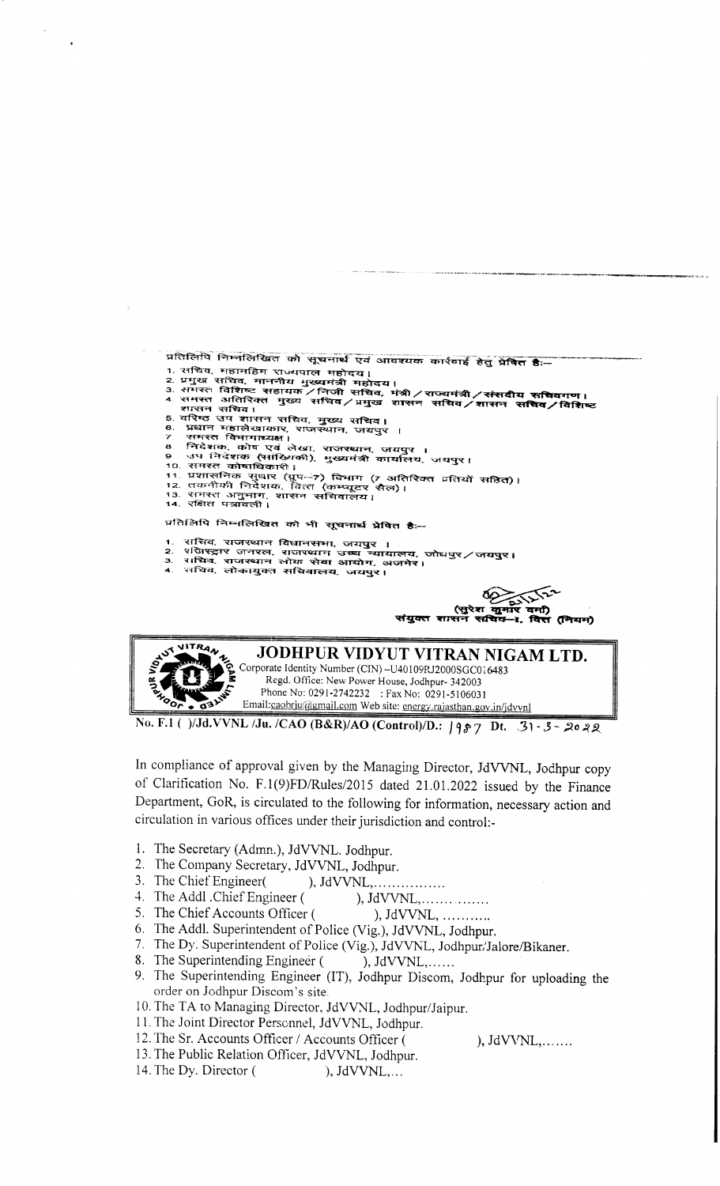प्रतिलिपि निम्नलिखित को सूचनार्थ एवं आवश्यक कार्यवाही हेतु प्रेषित है:—

1. सचिव, महामहिम राज्यपाल महोदय।
2. प्रमुख सचिव, माननीय मुख्यमंत्री महोदय।
3. समस्त विशिष्ट सहायक/निजी सचिव, मंत्री/राज्यमंत्री/संसदीय सचिवगण।
4. समस्त अतिरिक्त मुख्य सचिव/प्रमुख शासन सचिव/शासन सचिव/विशिष्ट शासन सचिव।
5. वरिष्ठ उप शासन सचिव, मुख्य सचिव।
6. प्रधान महालेखाकार, राजस्थान, जयपुर।
7. समस्त विभागाध्यक्ष।
8. निदेशक, कोष एवं लेखा, राजस्थान, जयपुर।
9. उप निदेशक (सांख्यिकी), मुख्यमंत्री कार्यालय, जयपुर।
10. समस्त कोषाधिकारी।
11. प्रशासनिक सुधार (ग्रुप–7) विभाग (7 अतिरिक्त प्रतियों सहित)।
12. तकनीकी निदेशक, वित्त (कम्प्यूटर सैल)।
13. समस्त अनुभाग, शासन सचिवालय।
14. रक्षित पत्रावली।

प्रतिलिपि निम्नलिखित को भी सूचनार्थ प्रेषित है:—

1. सचिव, राजस्थान विधानसभा, जयपुर।
2. रजिस्ट्रार जनरल, राजस्थान उच्च न्यायालय, जोधपुर/जयपुर।
3. सचिव, राजस्थान लोक सेवा आयोग, अजमेर।
4. सचिव, लोकायुक्त सचिवालय, जयपुर।

(सुरेश कुमार वर्मा)
संयुक्त शासन सचिव–I, वित्त (नियम)

## JODHPUR VIDYUT VITRAN NIGAM LTD.

Corporate Identity Number (CIN) –U40109RJ2000SGC016483
Regd. Office: New Power House, Jodhpur- 342003
Phone No: 0291-2742232 : Fax No: 0291-5106031
Email:caobrju@gmail.com Web site: energy.rajasthan.gov.in/jdvvnl

No. F.1 ( )/Jd.VVNL /Ju. /CAO (B&R)/AO (Control)/D.: 1987 Dt. 31-3-2022

In compliance of approval given by the Managing Director, JdVVNL, Jodhpur copy of Clarification No. F.1(9)FD/Rules/2015 dated 21.01.2022 issued by the Finance Department, GoR, is circulated to the following for information, necessary action and circulation in various offices under their jurisdiction and control:-

1. The Secretary (Admn.), JdVVNL. Jodhpur.
2. The Company Secretary, JdVVNL, Jodhpur.
3. The Chief Engineer( ), JdVVNL,................
4. The Addl .Chief Engineer ( ), JdVVNL,...............
5. The Chief Accounts Officer ( ), JdVVNL, ...........
6. The Addl. Superintendent of Police (Vig.), JdVVNL, Jodhpur.
7. The Dy. Superintendent of Police (Vig.), JdVVNL, Jodhpur/Jalore/Bikaner.
8. The Superintending Engineer ( ), JdVVNL,......
9. The Superintending Engineer (IT), Jodhpur Discom, Jodhpur for uploading the order on Jodhpur Discom's site.
10. The TA to Managing Director, JdVVNL, Jodhpur/Jaipur.
11. The Joint Director Personnel, JdVVNL, Jodhpur.
12. The Sr. Accounts Officer / Accounts Officer ( ), JdVVNL,.......
13. The Public Relation Officer, JdVVNL, Jodhpur.
14. The Dy. Director ( ), JdVVNL,...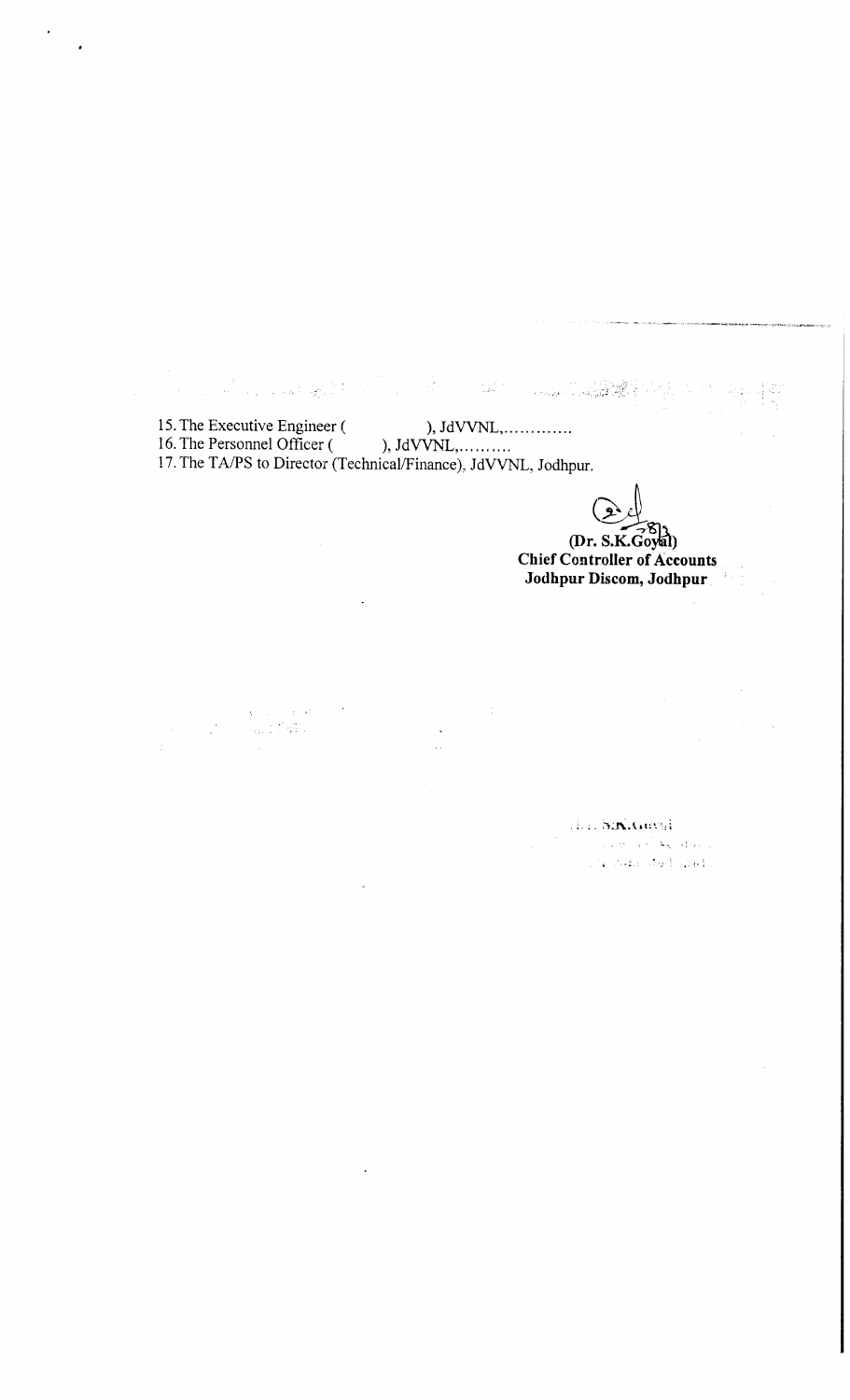15. The Executive Engineer ( ), JdVVNL,.............
16. The Personnel Officer ( ), JdVVNL,..........
17. The TA/PS to Director (Technical/Finance), JdVVNL, Jodhpur.

**(Dr. S.K.Goyal)**
**Chief Controller of Accounts**
**Jodhpur Discom, Jodhpur**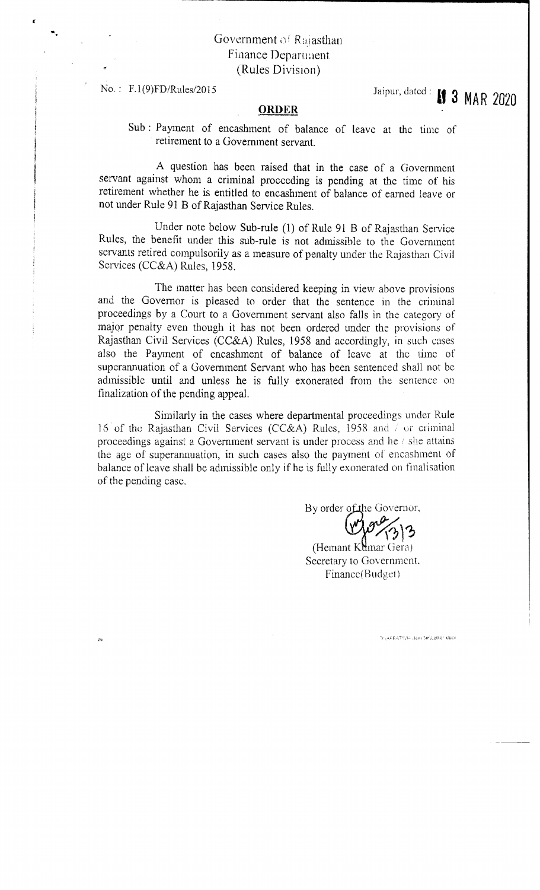Government of Rajasthan
Finance Department
(Rules Division)

No. : F.1(9)FD/Rules/2015

Jaipur, dated : 13 MAR 2020

## ORDER

Sub : Payment of encashment of balance of leave at the time of retirement to a Government servant.

A question has been raised that in the case of a Government servant against whom a criminal proceeding is pending at the time of his retirement whether he is entitled to encashment of balance of earned leave or not under Rule 91 B of Rajasthan Service Rules.

Under note below Sub-rule (1) of Rule 91 B of Rajasthan Service Rules, the benefit under this sub-rule is not admissible to the Government servants retired compulsorily as a measure of penalty under the Rajasthan Civil Services (CC&A) Rules, 1958.

The matter has been considered keeping in view above provisions and the Governor is pleased to order that the sentence in the criminal proceedings by a Court to a Government servant also falls in the category of major penalty even though it has not been ordered under the provisions of Rajasthan Civil Services (CC&A) Rules, 1958 and accordingly, in such cases also the Payment of encashment of balance of leave at the time of superannuation of a Government Servant who has been sentenced shall not be admissible until and unless he is fully exonerated from the sentence on finalization of the pending appeal.

Similarly in the cases where departmental proceedings under Rule 16 of the Rajasthan Civil Services (CC&A) Rules, 1958 and / or criminal proceedings against a Government servant is under process and he / she attains the age of superannuation, in such cases also the payment of encashment of balance of leave shall be admissible only if he is fully exonerated on finalisation of the pending case.

By order of the Governor,

13/3

(Hemant Kumar Gera)
Secretary to Government,
Finance(Budget)